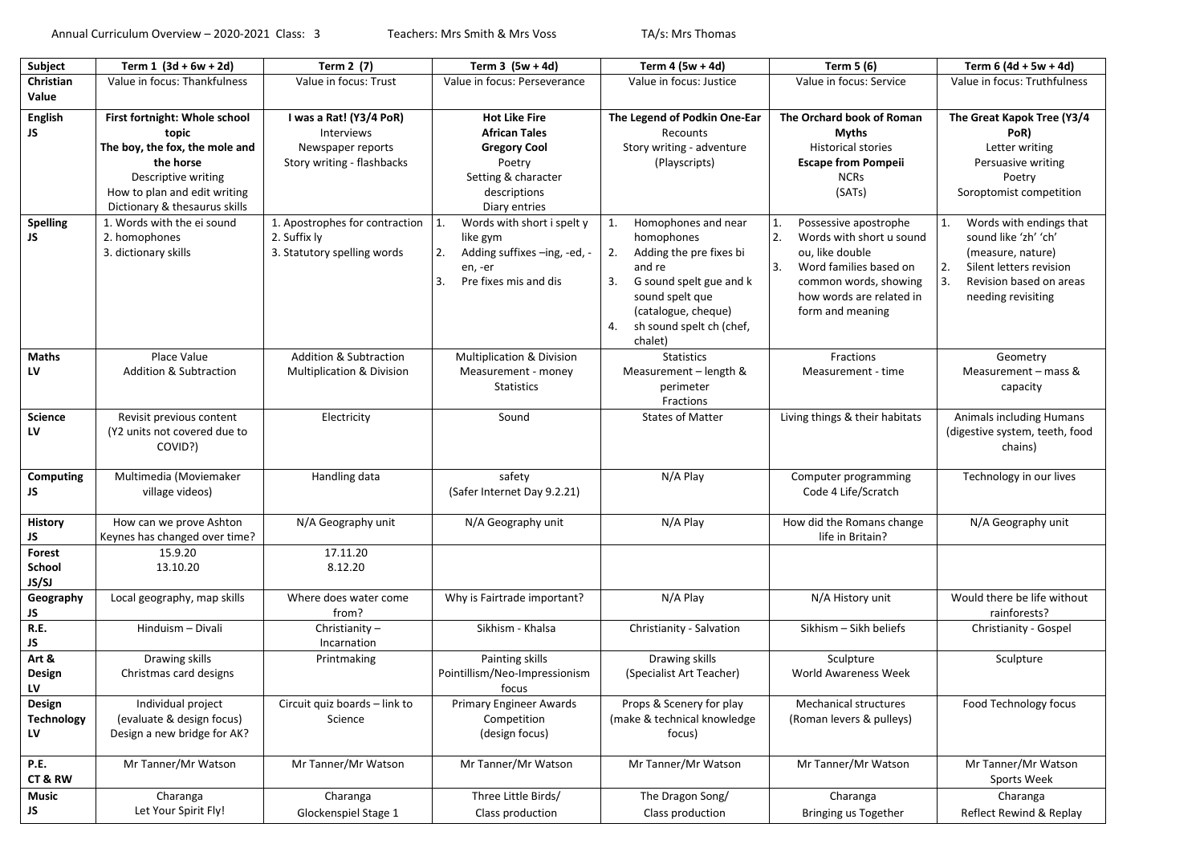Annual Curriculum Overview – 2020-2021 Class: 3 Teachers: Mrs Smith & Mrs Voss TA/s: Mrs Thomas

| Subject | Term 1 (3d + 6w + 2d) | Term 2 (7) | Term 3 (5w + 4d) | Term 4 (5w + 4d) | Term 5 (6) | Term 6 (4d + 5w + 4d) |
|---|---|---|---|---|---|---|
| **Christian Value** | Value in focus: Thankfulness | Value in focus: Trust | Value in focus: Perseverance | Value in focus: Justice | Value in focus: Service | Value in focus: Truthfulness |
| **English JS** | **First fortnight: Whole school topic** **The boy, the fox, the mole and the horse** Descriptive writing How to plan and edit writing Dictionary & thesaurus skills | **I was a Rat! (Y3/4 PoR)** Interviews Newspaper reports Story writing - flashbacks | **Hot Like Fire** **African Tales** **Gregory Cool** Poetry Setting & character descriptions Diary entries | **The Legend of Podkin One-Ear** Recounts Story writing - adventure (Playscripts) | **The Orchard book of Roman Myths** Historical stories **Escape from Pompeii** NCRs (SATs) | **The Great Kapok Tree (Y3/4 PoR)** Letter writing Persuasive writing Poetry Soroptomist competition |
| **Spelling JS** | 1. Words with the ei sound 2. homophones 3. dictionary skills | 1. Apostrophes for contraction 2. Suffix ly 3. Statutory spelling words | 1. Words with short i spelt y like gym 2. Adding suffixes –ing, -ed, -en, -er 3. Pre fixes mis and dis | 1. Homophones and near homophones 2. Adding the pre fixes bi and re 3. G sound spelt gue and k sound spelt que (catalogue, cheque) 4. sh sound spelt ch (chef, chalet) | 1. Possessive apostrophe 2. Words with short u sound ou, like double 3. Word families based on common words, showing how words are related in form and meaning | 1. Words with endings that sound like 'zh' 'ch' (measure, nature) 2. Silent letters revision 3. Revision based on areas needing revisiting |
| **Maths LV** | Place Value Addition & Subtraction | Addition & Subtraction Multiplication & Division | Multiplication & Division Measurement - money Statistics | Statistics Measurement – length & perimeter Fractions | Fractions Measurement - time | Geometry Measurement – mass & capacity |
| **Science LV** | Revisit previous content (Y2 units not covered due to COVID?) | Electricity | Sound | States of Matter | Living things & their habitats | Animals including Humans (digestive system, teeth, food chains) |
| **Computing JS** | Multimedia (Moviemaker village videos) | Handling data | safety (Safer Internet Day 9.2.21) | N/A Play | Computer programming Code 4 Life/Scratch | Technology in our lives |
| **History JS** | How can we prove Ashton Keynes has changed over time? | N/A Geography unit | N/A Geography unit | N/A Play | How did the Romans change life in Britain? | N/A Geography unit |
| **Forest School JS/SJ** | 15.9.20 13.10.20 | 17.11.20 8.12.20 | | | | |
| **Geography JS** | Local geography, map skills | Where does water come from? | Why is Fairtrade important? | N/A Play | N/A History unit | Would there be life without rainforests? |
| **R.E. JS** | Hinduism – Divali | Christianity – Incarnation | Sikhism - Khalsa | Christianity - Salvation | Sikhism – Sikh beliefs | Christianity - Gospel |
| **Art & Design LV** | Drawing skills Christmas card designs | Printmaking | Painting skills Pointillism/Neo-Impressionism focus | Drawing skills (Specialist Art Teacher) | Sculpture World Awareness Week | Sculpture |
| **Design Technology LV** | Individual project (evaluate & design focus) Design a new bridge for AK? | Circuit quiz boards – link to Science | Primary Engineer Awards Competition (design focus) | Props & Scenery for play (make & technical knowledge focus) | Mechanical structures (Roman levers & pulleys) | Food Technology focus |
| **P.E. CT & RW** | Mr Tanner/Mr Watson | Mr Tanner/Mr Watson | Mr Tanner/Mr Watson | Mr Tanner/Mr Watson | Mr Tanner/Mr Watson | Mr Tanner/Mr Watson Sports Week |
| **Music JS** | Charanga Let Your Spirit Fly! | Charanga Glockenspiel Stage 1 | Three Little Birds/ Class production | The Dragon Song/ Class production | Charanga Bringing us Together | Charanga Reflect Rewind & Replay |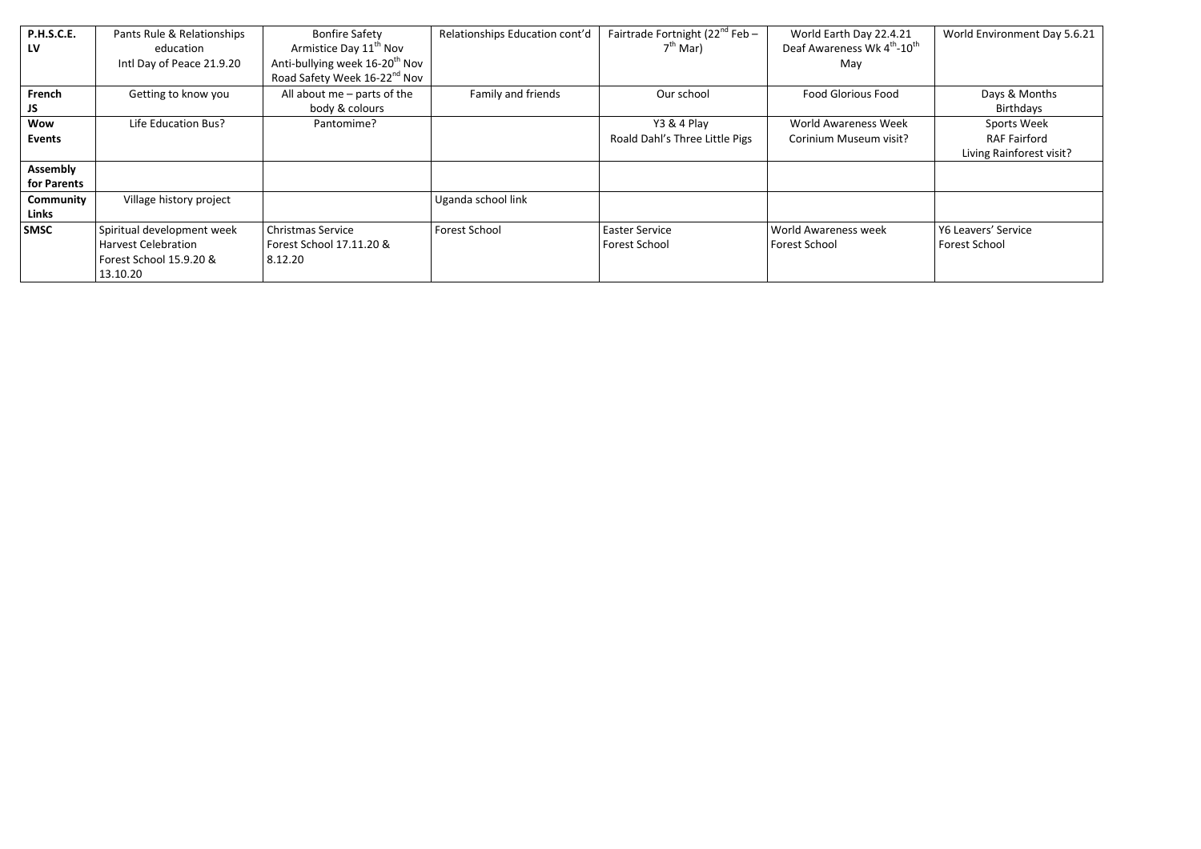| | | | | | | |
|---|---|---|---|---|---|---|
| **P.H.S.C.E. LV** | Pants Rule & Relationships education<br>Intl Day of Peace 21.9.20 | Bonfire Safety<br>Armistice Day 11th Nov<br>Anti-bullying week 16-20th Nov<br>Road Safety Week 16-22nd Nov | Relationships Education cont'd | Fairtrade Fortnight (22nd Feb – 7th Mar) | World Earth Day 22.4.21<br>Deaf Awareness Wk 4th-10th May | World Environment Day 5.6.21 |
| **French JS** | Getting to know you | All about me – parts of the body & colours | Family and friends | Our school | Food Glorious Food | Days & Months<br>Birthdays |
| **Wow Events** | Life Education Bus? | Pantomime? | | Y3 & 4 Play<br>Roald Dahl's Three Little Pigs | World Awareness Week<br>Corinium Museum visit? | Sports Week<br>RAF Fairford<br>Living Rainforest visit? |
| **Assembly for Parents** | | | | | | |
| **Community Links** | Village history project | | Uganda school link | | | |
| **SMSC** | Spiritual development week<br>Harvest Celebration<br>Forest School 15.9.20 & 13.10.20 | Christmas Service<br>Forest School 17.11.20 & 8.12.20 | Forest School | Easter Service<br>Forest School | World Awareness week<br>Forest School | Y6 Leavers' Service<br>Forest School |